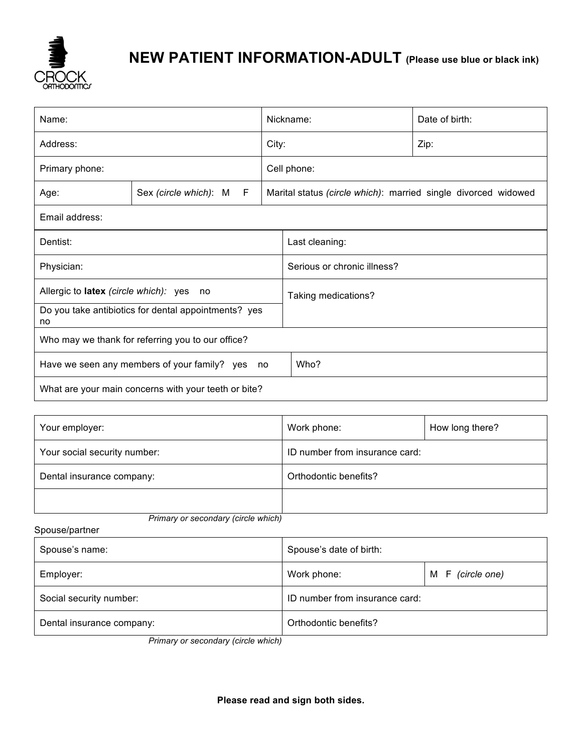CROCK ORTHODONTICS

# NEW PATIENT INFORMATION-ADULT (Please use blue or black ink)

| Name: | | Nickname: | Date of birth: |
|---|---|---|---|
| Address: | | City: | Zip: |
| Primary phone: | | Cell phone: | |
| Age: | Sex *(circle which)*: M F | Marital status *(circle which)*: married single divorced widowed | |
| Email address: | | | |

| | |
|---|---|
| Dentist: | Last cleaning: |
| Physician: | Serious or chronic illness? |
| Allergic to **latex** *(circle which)*: yes no | Taking medications? |
| Do you take antibiotics for dental appointments? yes no | |
| Who may we thank for referring you to our office? | |
| Have we seen any members of your family? yes no | Who? |
| What are your main concerns with your teeth or bite? | |

| | | |
|---|---|---|
| Your employer: | Work phone: | How long there? |
| Your social security number: | ID number from insurance card: | |
| Dental insurance company: | Orthodontic benefits? | |
| | | |

*Primary or secondary (circle which)*

Spouse/partner

| | | |
|---|---|---|
| Spouse's name: | Spouse's date of birth: | |
| Employer: | Work phone: | M F *(circle one)* |
| Social security number: | ID number from insurance card: | |
| Dental insurance company: | Orthodontic benefits? | |

*Primary or secondary (circle which)*

**Please read and sign both sides.**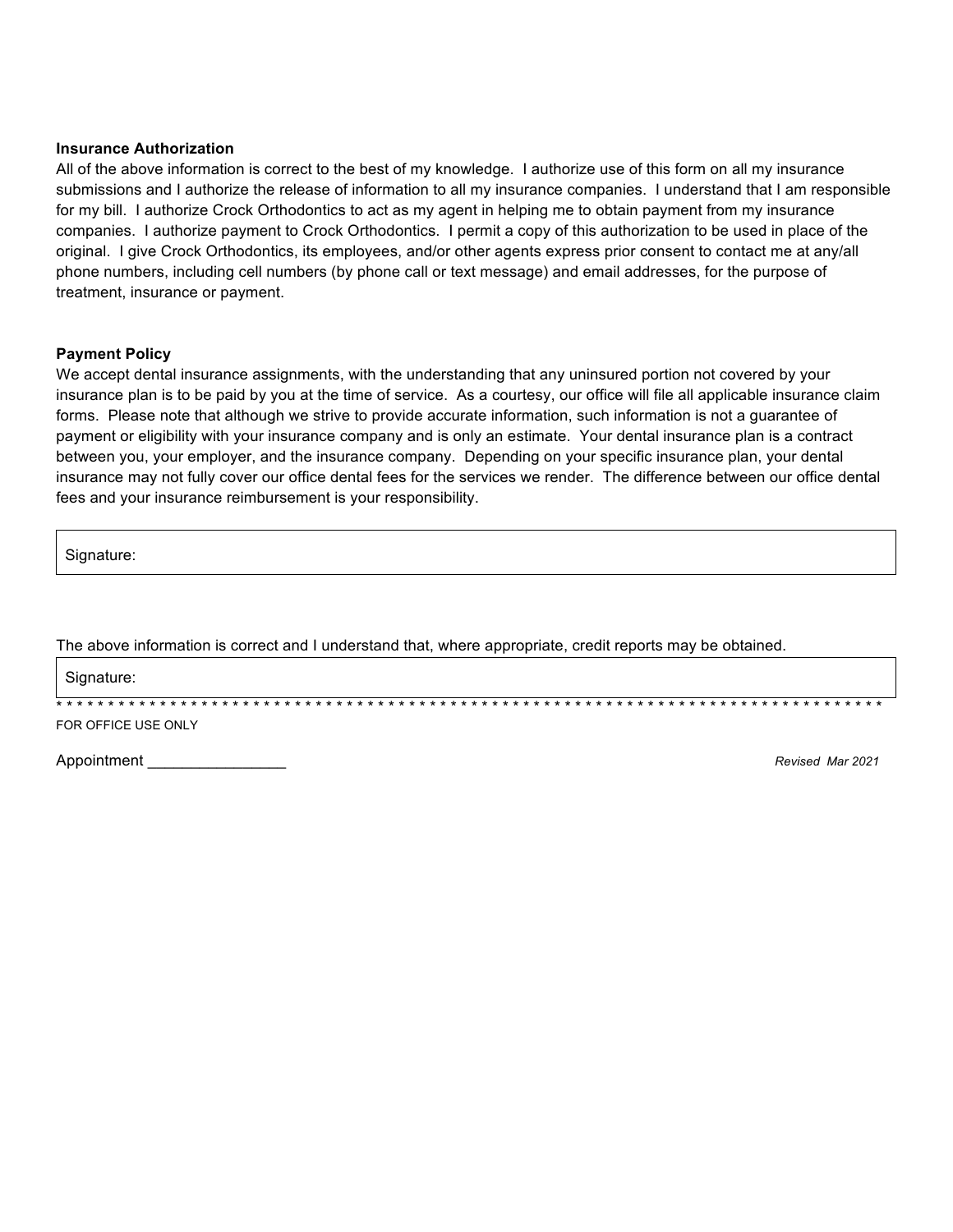**Insurance Authorization**

All of the above information is correct to the best of my knowledge. I authorize use of this form on all my insurance submissions and I authorize the release of information to all my insurance companies. I understand that I am responsible for my bill. I authorize Crock Orthodontics to act as my agent in helping me to obtain payment from my insurance companies. I authorize payment to Crock Orthodontics. I permit a copy of this authorization to be used in place of the original. I give Crock Orthodontics, its employees, and/or other agents express prior consent to contact me at any/all phone numbers, including cell numbers (by phone call or text message) and email addresses, for the purpose of treatment, insurance or payment.

**Payment Policy**

We accept dental insurance assignments, with the understanding that any uninsured portion not covered by your insurance plan is to be paid by you at the time of service. As a courtesy, our office will file all applicable insurance claim forms. Please note that although we strive to provide accurate information, such information is not a guarantee of payment or eligibility with your insurance company and is only an estimate. Your dental insurance plan is a contract between you, your employer, and the insurance company. Depending on your specific insurance plan, your dental insurance may not fully cover our office dental fees for the services we render. The difference between our office dental fees and your insurance reimbursement is your responsibility.

Signature:

The above information is correct and I understand that, where appropriate, credit reports may be obtained.

Signature:

* * * * * * * * * * * * * * * * * * * * * * * * * * * * * * * * * * * * * * * * * * * * * * * * * * * * * * * * * * * * * * * * * * * * * * * * * * * * * * * * * * * * *

FOR OFFICE USE ONLY

Appointment ________________

*Revised Mar 2021*